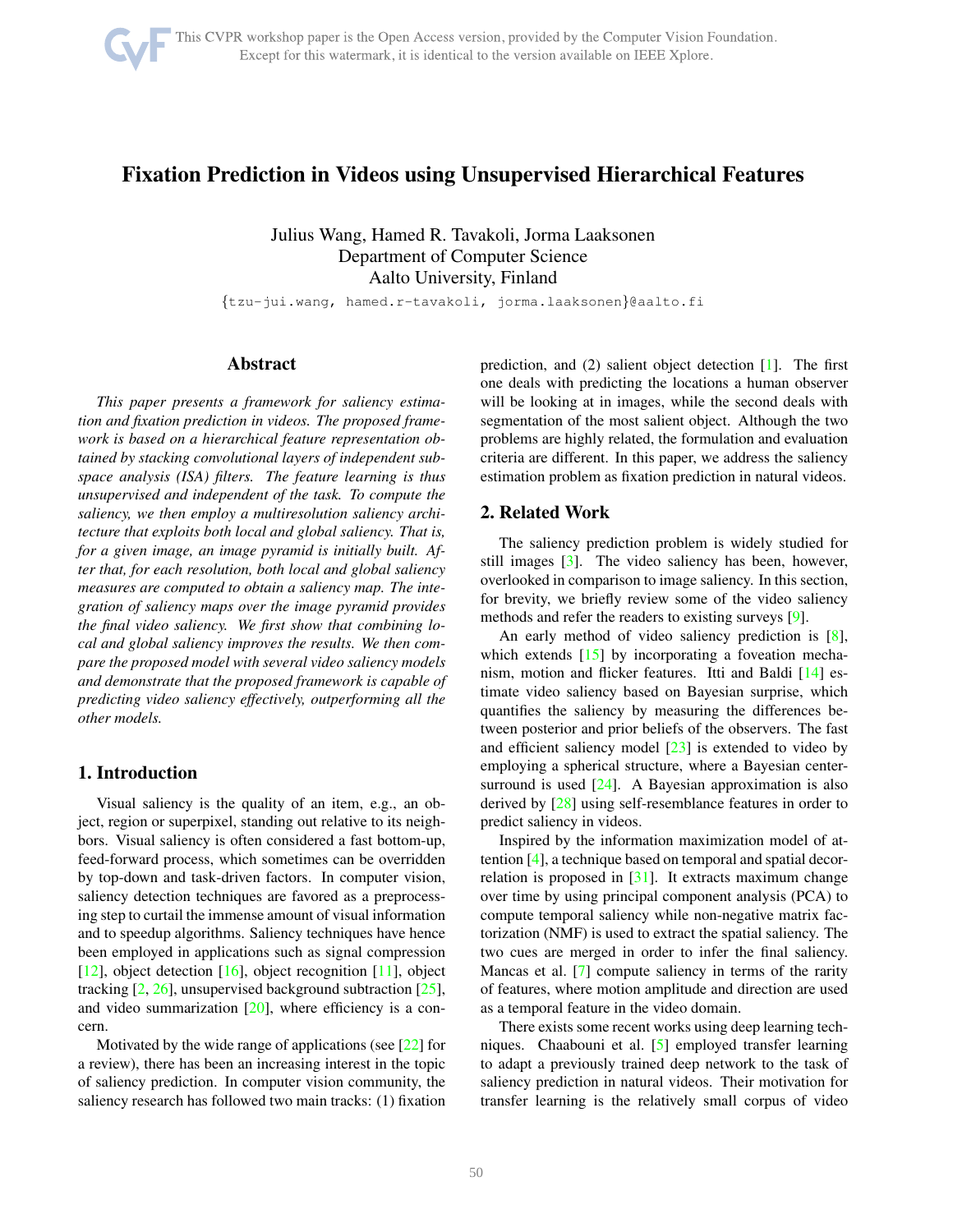# Fixation Prediction in Videos using Unsupervised Hierarchical Features

Julius Wang, Hamed R. Tavakoli, Jorma Laaksonen
Department of Computer Science
Aalto University, Finland

{tzu-jui.wang, hamed.r-tavakoli, jorma.laaksonen}@aalto.fi

## Abstract

*This paper presents a framework for saliency estimation and fixation prediction in videos. The proposed framework is based on a hierarchical feature representation obtained by stacking convolutional layers of independent subspace analysis (ISA) filters. The feature learning is thus unsupervised and independent of the task. To compute the saliency, we then employ a multiresolution saliency architecture that exploits both local and global saliency. That is, for a given image, an image pyramid is initially built. After that, for each resolution, both local and global saliency measures are computed to obtain a saliency map. The integration of saliency maps over the image pyramid provides the final video saliency. We first show that combining local and global saliency improves the results. We then compare the proposed model with several video saliency models and demonstrate that the proposed framework is capable of predicting video saliency effectively, outperforming all the other models.*

## 1. Introduction

Visual saliency is the quality of an item, e.g., an object, region or superpixel, standing out relative to its neighbors. Visual saliency is often considered a fast bottom-up, feed-forward process, which sometimes can be overridden by top-down and task-driven factors. In computer vision, saliency detection techniques are favored as a preprocessing step to curtail the immense amount of visual information and to speedup algorithms. Saliency techniques have hence been employed in applications such as signal compression [12], object detection [16], object recognition [11], object tracking [2, 26], unsupervised background subtraction [25], and video summarization [20], where efficiency is a concern.

Motivated by the wide range of applications (see [22] for a review), there has been an increasing interest in the topic of saliency prediction. In computer vision community, the saliency research has followed two main tracks: (1) fixation prediction, and (2) salient object detection [1]. The first one deals with predicting the locations a human observer will be looking at in images, while the second deals with segmentation of the most salient object. Although the two problems are highly related, the formulation and evaluation criteria are different. In this paper, we address the saliency estimation problem as fixation prediction in natural videos.

## 2. Related Work

The saliency prediction problem is widely studied for still images [3]. The video saliency has been, however, overlooked in comparison to image saliency. In this section, for brevity, we briefly review some of the video saliency methods and refer the readers to existing surveys [9].

An early method of video saliency prediction is [8], which extends [15] by incorporating a foveation mechanism, motion and flicker features. Itti and Baldi [14] estimate video saliency based on Bayesian surprise, which quantifies the saliency by measuring the differences between posterior and prior beliefs of the observers. The fast and efficient saliency model [23] is extended to video by employing a spherical structure, where a Bayesian center-surround is used [24]. A Bayesian approximation is also derived by [28] using self-resemblance features in order to predict saliency in videos.

Inspired by the information maximization model of attention [4], a technique based on temporal and spatial decorrelation is proposed in [31]. It extracts maximum change over time by using principal component analysis (PCA) to compute temporal saliency while non-negative matrix factorization (NMF) is used to extract the spatial saliency. The two cues are merged in order to infer the final saliency. Mancas et al. [7] compute saliency in terms of the rarity of features, where motion amplitude and direction are used as a temporal feature in the video domain.

There exists some recent works using deep learning techniques. Chaabouni et al. [5] employed transfer learning to adapt a previously trained deep network to the task of saliency prediction in natural videos. Their motivation for transfer learning is the relatively small corpus of video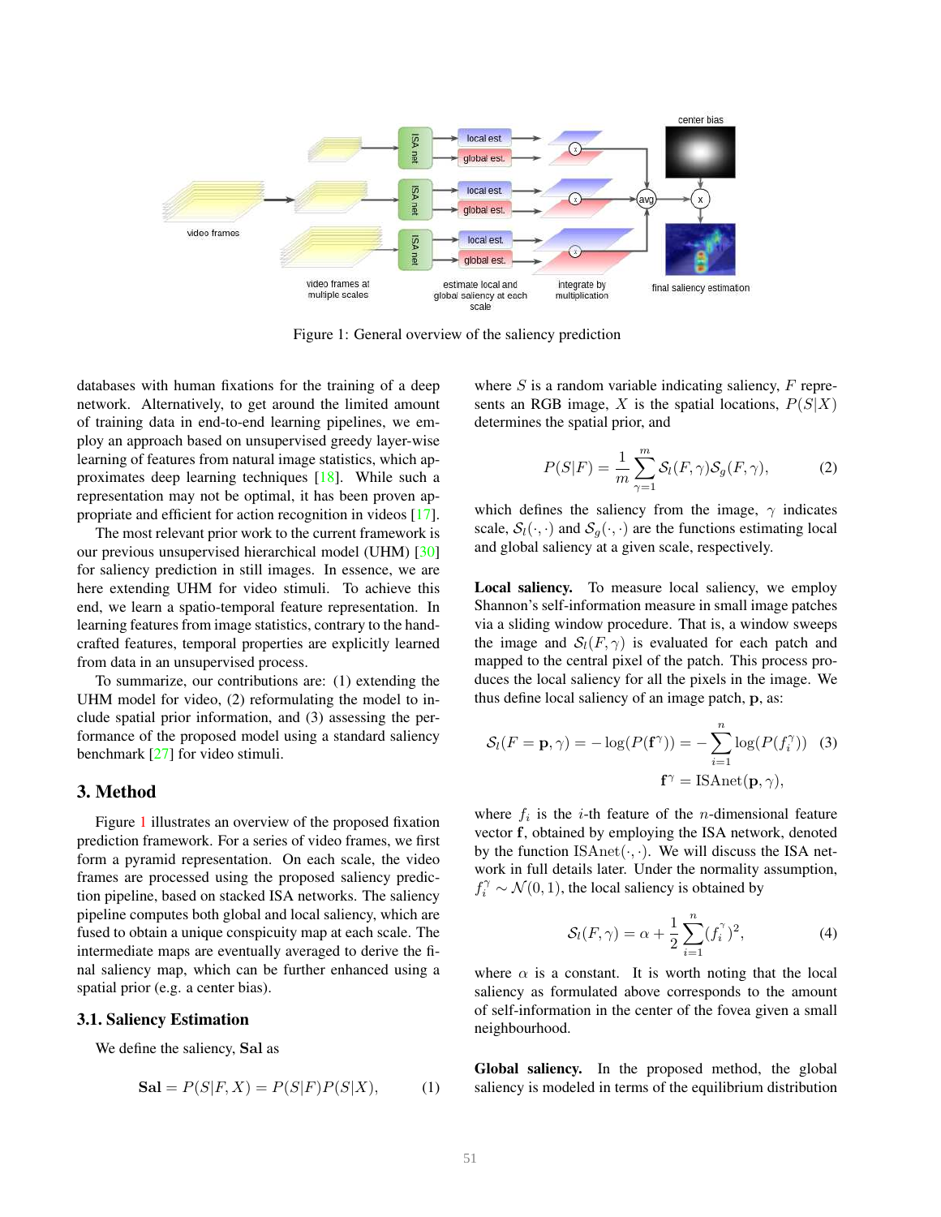Figure 1: General overview of the saliency prediction

databases with human fixations for the training of a deep network. Alternatively, to get around the limited amount of training data in end-to-end learning pipelines, we employ an approach based on unsupervised greedy layer-wise learning of features from natural image statistics, which approximates deep learning techniques [18]. While such a representation may not be optimal, it has been proven appropriate and efficient for action recognition in videos [17].

The most relevant prior work to the current framework is our previous unsupervised hierarchical model (UHM) [30] for saliency prediction in still images. In essence, we are here extending UHM for video stimuli. To achieve this end, we learn a spatio-temporal feature representation. In learning features from image statistics, contrary to the hand-crafted features, temporal properties are explicitly learned from data in an unsupervised process.

To summarize, our contributions are: (1) extending the UHM model for video, (2) reformulating the model to include spatial prior information, and (3) assessing the performance of the proposed model using a standard saliency benchmark [27] for video stimuli.

## 3. Method

Figure 1 illustrates an overview of the proposed fixation prediction framework. For a series of video frames, we first form a pyramid representation. On each scale, the video frames are processed using the proposed saliency prediction pipeline, based on stacked ISA networks. The saliency pipeline computes both global and local saliency, which are fused to obtain a unique conspicuity map at each scale. The intermediate maps are eventually averaged to derive the final saliency map, which can be further enhanced using a spatial prior (e.g. a center bias).

### 3.1. Saliency Estimation

We define the saliency, **Sal** as

$$\mathbf{Sal} = P(S|F,X) = P(S|F)P(S|X), \tag{1}$$

where $S$ is a random variable indicating saliency, $F$ represents an RGB image, $X$ is the spatial locations, $P(S|X)$ determines the spatial prior, and

$$P(S|F) = \frac{1}{m}\sum_{\gamma=1}^{m} \mathcal{S}_l(F,\gamma)\mathcal{S}_g(F,\gamma), \tag{2}$$

which defines the saliency from the image, $\gamma$ indicates scale, $\mathcal{S}_l(\cdot,\cdot)$ and $\mathcal{S}_g(\cdot,\cdot)$ are the functions estimating local and global saliency at a given scale, respectively.

**Local saliency.** To measure local saliency, we employ Shannon's self-information measure in small image patches via a sliding window procedure. That is, a window sweeps the image and $\mathcal{S}_l(F,\gamma)$ is evaluated for each patch and mapped to the central pixel of the patch. This process produces the local saliency for all the pixels in the image. We thus define local saliency of an image patch, $\mathbf{p}$, as:

$$\mathcal{S}_l(F=\mathbf{p},\gamma) = -\log(P(\mathbf{f}^{\gamma})) = -\sum_{i=1}^{n}\log(P(f_i^{\gamma})) \tag{3}$$
$$\mathbf{f}^{\gamma} = \text{ISAnet}(\mathbf{p},\gamma),$$

where $f_i$ is the $i$-th feature of the $n$-dimensional feature vector $\mathbf{f}$, obtained by employing the ISA network, denoted by the function $\text{ISAnet}(\cdot,\cdot)$. We will discuss the ISA network in full details later. Under the normality assumption, $f_i^{\gamma} \sim \mathcal{N}(0,1)$, the local saliency is obtained by

$$\mathcal{S}_l(F,\gamma) = \alpha + \frac{1}{2}\sum_{i=1}^{n}(f_i^{\gamma})^2, \tag{4}$$

where $\alpha$ is a constant. It is worth noting that the local saliency as formulated above corresponds to the amount of self-information in the center of the fovea given a small neighbourhood.

**Global saliency.** In the proposed method, the global saliency is modeled in terms of the equilibrium distribution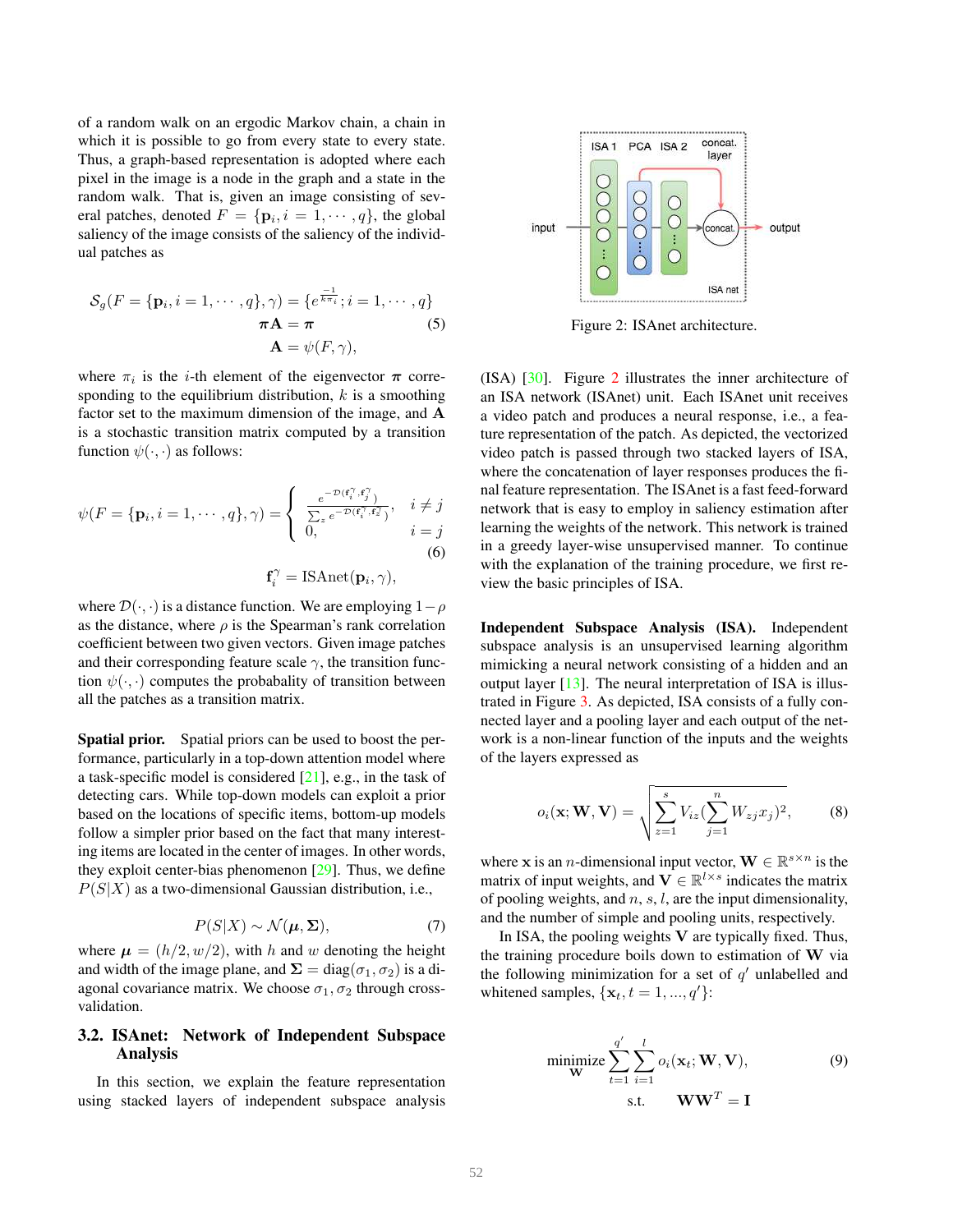of a random walk on an ergodic Markov chain, a chain in which it is possible to go from every state to every state. Thus, a graph-based representation is adopted where each pixel in the image is a node in the graph and a state in the random walk. That is, given an image consisting of several patches, denoted $F = \{\mathbf{p}_i, i = 1, \cdots, q\}$, the global saliency of the image consists of the saliency of the individual patches as

$$
\begin{aligned}
\mathcal{S}_g(F = \{\mathbf{p}_i, i = 1, \cdots, q\}, \gamma) &= \{e^{\frac{-1}{k\pi_i}}; i = 1, \cdots, q\} \\
\boldsymbol{\pi}\mathbf{A} &= \boldsymbol{\pi} \\
\mathbf{A} &= \psi(F, \gamma),
\end{aligned} \tag{5}
$$

where $\pi_i$ is the $i$-th element of the eigenvector $\boldsymbol{\pi}$ corresponding to the equilibrium distribution, $k$ is a smoothing factor set to the maximum dimension of the image, and $\mathbf{A}$ is a stochastic transition matrix computed by a transition function $\psi(\cdot, \cdot)$ as follows:

$$
\psi(F = \{\mathbf{p}_i, i = 1, \cdots, q\}, \gamma) = \begin{cases} \frac{e^{-\mathcal{D}(\mathbf{f}_i^\gamma, \mathbf{f}_j^\gamma)}}{\sum_z e^{-\mathcal{D}(\mathbf{f}_i^\gamma, \mathbf{f}_z^\gamma)}}, & i \neq j \\ 0, & i = j \end{cases} \tag{6}
$$

$$
\mathbf{f}_i^\gamma = \text{ISAnet}(\mathbf{p}_i, \gamma),
$$

where $\mathcal{D}(\cdot, \cdot)$ is a distance function. We are employing $1 - \rho$ as the distance, where $\rho$ is the Spearman's rank correlation coefficient between two given vectors. Given image patches and their corresponding feature scale $\gamma$, the transition function $\psi(\cdot, \cdot)$ computes the probability of transition between all the patches as a transition matrix.

**Spatial prior.** Spatial priors can be used to boost the performance, particularly in a top-down attention model where a task-specific model is considered [21], e.g., in the task of detecting cars. While top-down models can exploit a prior based on the locations of specific items, bottom-up models follow a simpler prior based on the fact that many interesting items are located in the center of images. In other words, they exploit center-bias phenomenon [29]. Thus, we define $P(S|X)$ as a two-dimensional Gaussian distribution, i.e.,

$$
P(S|X) \sim \mathcal{N}(\boldsymbol{\mu}, \boldsymbol{\Sigma}), \tag{7}
$$

where $\boldsymbol{\mu} = (h/2, w/2)$, with $h$ and $w$ denoting the height and width of the image plane, and $\boldsymbol{\Sigma} = \text{diag}(\sigma_1, \sigma_2)$ is a diagonal covariance matrix. We choose $\sigma_1, \sigma_2$ through cross-validation.

## 3.2. ISAnet: Network of Independent Subspace Analysis

In this section, we explain the feature representation using stacked layers of independent subspace analysis (ISA) [30]. Figure 2 illustrates the inner architecture of an ISA network (ISAnet) unit. Each ISAnet unit receives a video patch and produces a neural response, i.e., a feature representation of the patch. As depicted, the vectorized video patch is passed through two stacked layers of ISA, where the concatenation of layer responses produces the final feature representation. The ISAnet is a fast feed-forward network that is easy to employ in saliency estimation after learning the weights of the network. This network is trained in a greedy layer-wise unsupervised manner. To continue with the explanation of the training procedure, we first review the basic principles of ISA.

Figure 2: ISAnet architecture.

**Independent Subspace Analysis (ISA).** Independent subspace analysis is an unsupervised learning algorithm mimicking a neural network consisting of a hidden and an output layer [13]. The neural interpretation of ISA is illustrated in Figure 3. As depicted, ISA consists of a fully connected layer and a pooling layer and each output of the network is a non-linear function of the inputs and the weights of the layers expressed as

$$
o_i(\mathbf{x}; \mathbf{W}, \mathbf{V}) = \sqrt{\sum_{z=1}^{s} V_{iz} (\sum_{j=1}^{n} W_{zj} x_j)^2}, \tag{8}
$$

where $\mathbf{x}$ is an $n$-dimensional input vector, $\mathbf{W} \in \mathbb{R}^{s \times n}$ is the matrix of input weights, and $\mathbf{V} \in \mathbb{R}^{l \times s}$ indicates the matrix of pooling weights, and $n$, $s$, $l$, are the input dimensionality, and the number of simple and pooling units, respectively.

In ISA, the pooling weights $\mathbf{V}$ are typically fixed. Thus, the training procedure boils down to estimation of $\mathbf{W}$ via the following minimization for a set of $q'$ unlabelled and whitened samples, $\{\mathbf{x}_t, t = 1, ..., q'\}$:

$$
\begin{aligned}
\underset{\mathbf{W}}{\text{minimize}} & \sum_{t=1}^{q'} \sum_{i=1}^{l} o_i(\mathbf{x}_t; \mathbf{W}, \mathbf{V}), \\
\text{s.t.} \quad & \mathbf{W}\mathbf{W}^T = \mathbf{I}
\end{aligned} \tag{9}
$$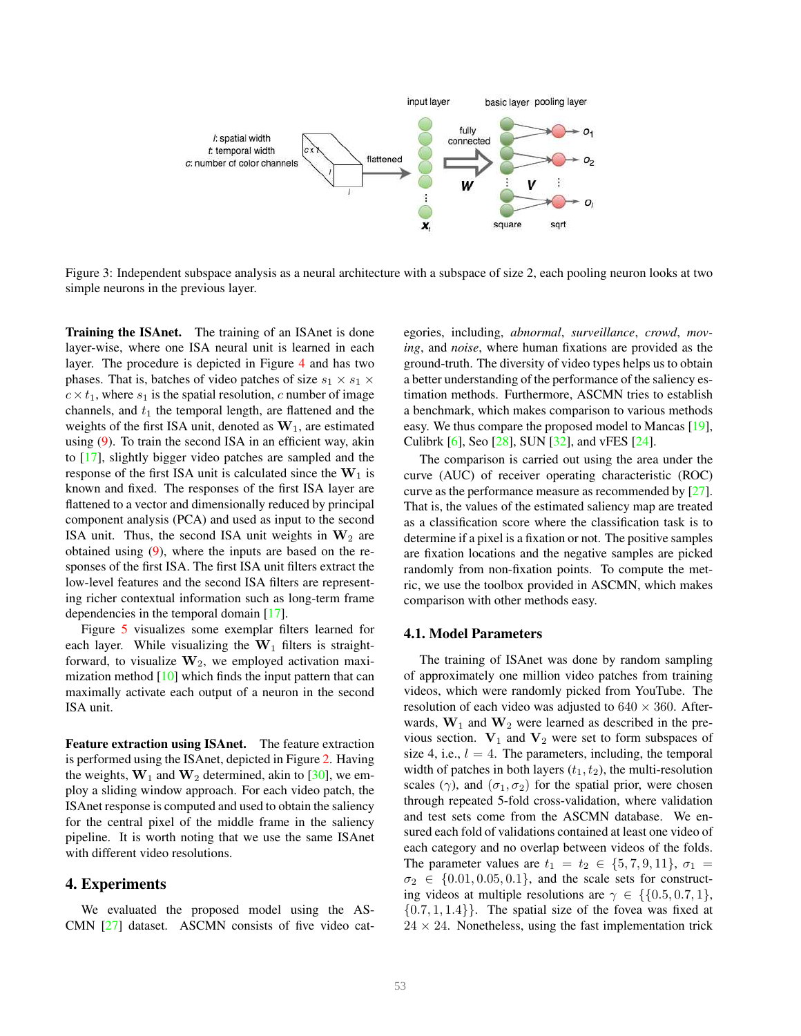Figure 3: Independent subspace analysis as a neural architecture with a subspace of size 2, each pooling neuron looks at two simple neurons in the previous layer.

**Training the ISAnet.** The training of an ISAnet is done layer-wise, where one ISA neural unit is learned in each layer. The procedure is depicted in Figure 4 and has two phases. That is, batches of video patches of size $s_1 \times s_1 \times c \times t_1$, where $s_1$ is the spatial resolution, $c$ number of image channels, and $t_1$ the temporal length, are flattened and the weights of the first ISA unit, denoted as $\mathbf{W}_1$, are estimated using (9). To train the second ISA in an efficient way, akin to [17], slightly bigger video patches are sampled and the response of the first ISA unit is calculated since the $\mathbf{W}_1$ is known and fixed. The responses of the first ISA layer are flattened to a vector and dimensionally reduced by principal component analysis (PCA) and used as input to the second ISA unit. Thus, the second ISA unit weights in $\mathbf{W}_2$ are obtained using (9), where the inputs are based on the responses of the first ISA. The first ISA unit filters extract the low-level features and the second ISA filters are representing richer contextual information such as long-term frame dependencies in the temporal domain [17].

Figure 5 visualizes some exemplar filters learned for each layer. While visualizing the $\mathbf{W}_1$ filters is straightforward, to visualize $\mathbf{W}_2$, we employed activation maximization method [10] which finds the input pattern that can maximally activate each output of a neuron in the second ISA unit.

**Feature extraction using ISAnet.** The feature extraction is performed using the ISAnet, depicted in Figure 2. Having the weights, $\mathbf{W}_1$ and $\mathbf{W}_2$ determined, akin to [30], we employ a sliding window approach. For each video patch, the ISAnet response is computed and used to obtain the saliency for the central pixel of the middle frame in the saliency pipeline. It is worth noting that we use the same ISAnet with different video resolutions.

# 4. Experiments

We evaluated the proposed model using the ASCMN [27] dataset. ASCMN consists of five video categories, including, *abnormal*, *surveillance*, *crowd*, *moving*, and *noise*, where human fixations are provided as the ground-truth. The diversity of video types helps us to obtain a better understanding of the performance of the saliency estimation methods. Furthermore, ASCMN tries to establish a benchmark, which makes comparison to various methods easy. We thus compare the proposed model to Mancas [19], Culibrk [6], Seo [28], SUN [32], and vFES [24].

The comparison is carried out using the area under the curve (AUC) of receiver operating characteristic (ROC) curve as the performance measure as recommended by [27]. That is, the values of the estimated saliency map are treated as a classification score where the classification task is to determine if a pixel is a fixation or not. The positive samples are fixation locations and the negative samples are picked randomly from non-fixation points. To compute the metric, we use the toolbox provided in ASCMN, which makes comparison with other methods easy.

## 4.1. Model Parameters

The training of ISAnet was done by random sampling of approximately one million video patches from training videos, which were randomly picked from YouTube. The resolution of each video was adjusted to $640 \times 360$. Afterwards, $\mathbf{W}_1$ and $\mathbf{W}_2$ were learned as described in the previous section. $\mathbf{V}_1$ and $\mathbf{V}_2$ were set to form subspaces of size 4, i.e., $l = 4$. The parameters, including, the temporal width of patches in both layers $(t_1, t_2)$, the multi-resolution scales $(\gamma)$, and $(\sigma_1, \sigma_2)$ for the spatial prior, were chosen through repeated 5-fold cross-validation, where validation and test sets come from the ASCMN database. We ensured each fold of validations contained at least one video of each category and no overlap between videos of the folds. The parameter values are $t_1 = t_2 \in \{5, 7, 9, 11\}$, $\sigma_1 = \sigma_2 \in \{0.01, 0.05, 0.1\}$, and the scale sets for constructing videos at multiple resolutions are $\gamma \in \{\{0.5, 0.7, 1\}, \{0.7, 1, 1.4\}\}$. The spatial size of the fovea was fixed at $24 \times 24$. Nonetheless, using the fast implementation trick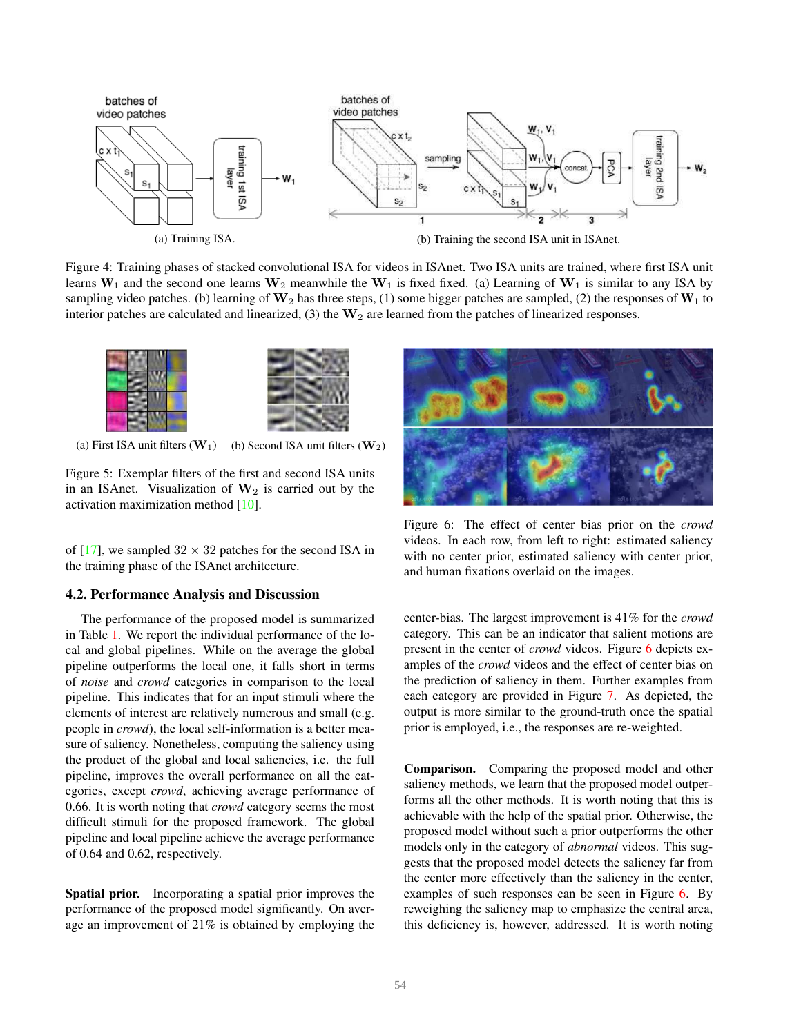(a) Training ISA.

(b) Training the second ISA unit in ISAnet.

Figure 4: Training phases of stacked convolutional ISA for videos in ISAnet. Two ISA units are trained, where first ISA unit learns $\mathbf{W}_1$ and the second one learns $\mathbf{W}_2$ meanwhile the $\mathbf{W}_1$ is fixed fixed. (a) Learning of $\mathbf{W}_1$ is similar to any ISA by sampling video patches. (b) learning of $\mathbf{W}_2$ has three steps, (1) some bigger patches are sampled, (2) the responses of $\mathbf{W}_1$ to interior patches are calculated and linearized, (3) the $\mathbf{W}_2$ are learned from the patches of linearized responses.

(a) First ISA unit filters ($\mathbf{W}_1$)

(b) Second ISA unit filters ($\mathbf{W}_2$)

Figure 5: Exemplar filters of the first and second ISA units in an ISAnet. Visualization of $\mathbf{W}_2$ is carried out by the activation maximization method [10].

of [17], we sampled $32 \times 32$ patches for the second ISA in the training phase of the ISAnet architecture.

## 4.2. Performance Analysis and Discussion

The performance of the proposed model is summarized in Table 1. We report the individual performance of the local and global pipelines. While on the average the global pipeline outperforms the local one, it falls short in terms of *noise* and *crowd* categories in comparison to the local pipeline. This indicates that for an input stimuli where the elements of interest are relatively numerous and small (e.g. people in *crowd*), the local self-information is a better measure of saliency. Nonetheless, computing the saliency using the product of the global and local saliencies, i.e. the full pipeline, improves the overall performance on all the categories, except *crowd*, achieving average performance of 0.66. It is worth noting that *crowd* category seems the most difficult stimuli for the proposed framework. The global pipeline and local pipeline achieve the average performance of 0.64 and 0.62, respectively.

**Spatial prior.** Incorporating a spatial prior improves the performance of the proposed model significantly. On average an improvement of 21% is obtained by employing the center-bias. The largest improvement is 41% for the *crowd* category. This can be an indicator that salient motions are present in the center of *crowd* videos. Figure 6 depicts examples of the *crowd* videos and the effect of center bias on the prediction of saliency in them. Further examples from each category are provided in Figure 7. As depicted, the output is more similar to the ground-truth once the spatial prior is employed, i.e., the responses are re-weighted.

Figure 6: The effect of center bias prior on the *crowd* videos. In each row, from left to right: estimated saliency with no center prior, estimated saliency with center prior, and human fixations overlaid on the images.

**Comparison.** Comparing the proposed model and other saliency methods, we learn that the proposed model outperforms all the other methods. It is worth noting that this is achievable with the help of the spatial prior. Otherwise, the proposed model without such a prior outperforms the other models only in the category of *abnormal* videos. This suggests that the proposed model detects the saliency far from the center more effectively than the saliency in the center, examples of such responses can be seen in Figure 6. By reweighing the saliency map to emphasize the central area, this deficiency is, however, addressed. It is worth noting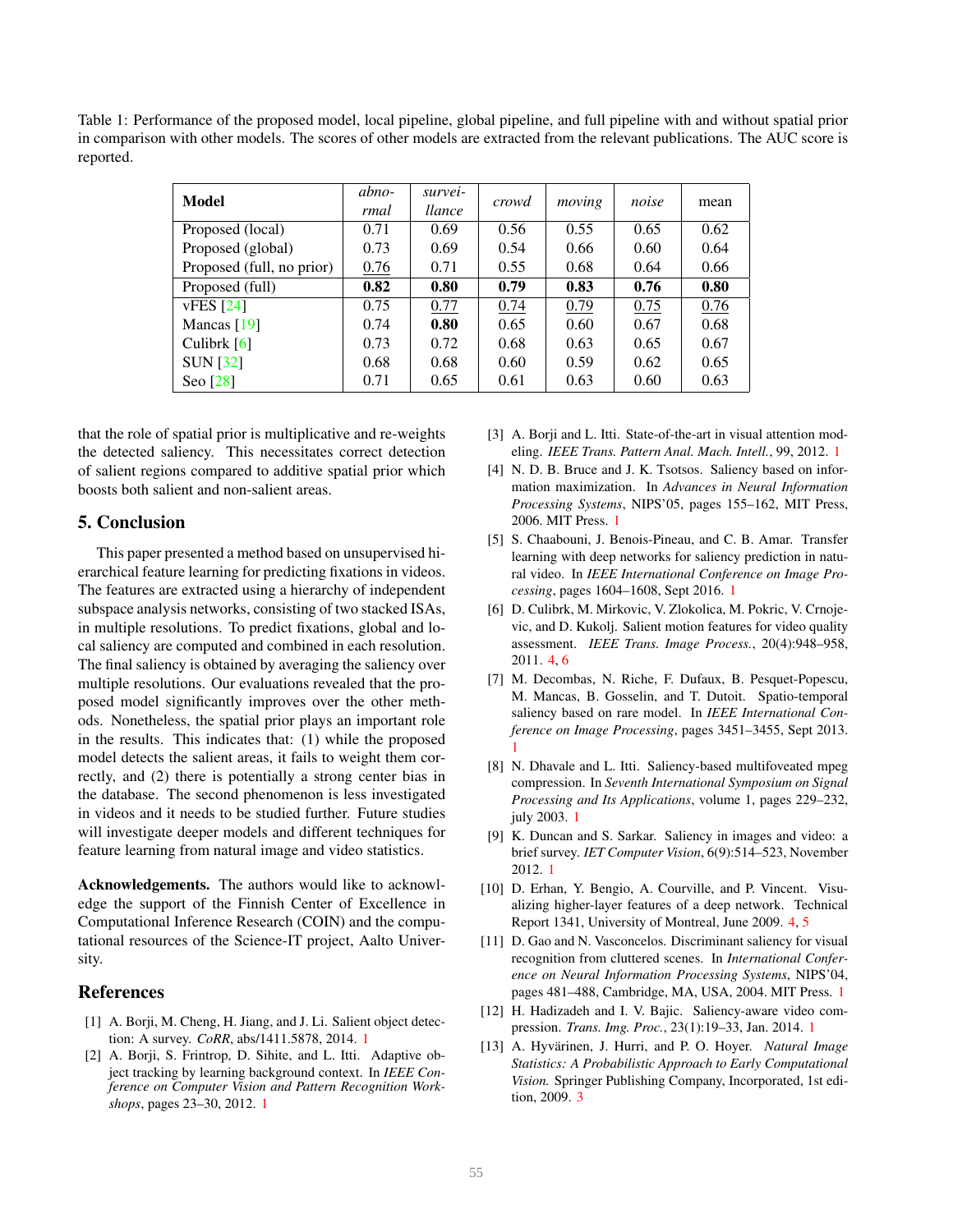Table 1: Performance of the proposed model, local pipeline, global pipeline, and full pipeline with and without spatial prior in comparison with other models. The scores of other models are extracted from the relevant publications. The AUC score is reported.

| **Model** | *abnormal* | *surveillance* | *crowd* | *moving* | *noise* | mean |
|---|---|---|---|---|---|---|
| Proposed (local) | 0.71 | 0.69 | 0.56 | 0.55 | 0.65 | 0.62 |
| Proposed (global) | 0.73 | 0.69 | 0.54 | 0.66 | 0.60 | 0.64 |
| Proposed (full, no prior) | <u>0.76</u> | 0.71 | 0.55 | 0.68 | 0.64 | 0.66 |
| Proposed (full) | **0.82** | **0.80** | **0.79** | **0.83** | **0.76** | **0.80** |
| vFES [24] | 0.75 | <u>0.77</u> | <u>0.74</u> | <u>0.79</u> | <u>0.75</u> | <u>0.76</u> |
| Mancas [19] | 0.74 | **0.80** | 0.65 | 0.60 | 0.67 | 0.68 |
| Culibrk [6] | 0.73 | 0.72 | 0.68 | 0.63 | 0.65 | 0.67 |
| SUN [32] | 0.68 | 0.68 | 0.60 | 0.59 | 0.62 | 0.65 |
| Seo [28] | 0.71 | 0.65 | 0.61 | 0.63 | 0.60 | 0.63 |

that the role of spatial prior is multiplicative and re-weights the detected saliency. This necessitates correct detection of salient regions compared to additive spatial prior which boosts both salient and non-salient areas.

## 5. Conclusion

This paper presented a method based on unsupervised hierarchical feature learning for predicting fixations in videos. The features are extracted using a hierarchy of independent subspace analysis networks, consisting of two stacked ISAs, in multiple resolutions. To predict fixations, global and local saliency are computed and combined in each resolution. The final saliency is obtained by averaging the saliency over multiple resolutions. Our evaluations revealed that the proposed model significantly improves over the other methods. Nonetheless, the spatial prior plays an important role in the results. This indicates that: (1) while the proposed model detects the salient areas, it fails to weight them correctly, and (2) there is potentially a strong center bias in the database. The second phenomenon is less investigated in videos and it needs to be studied further. Future studies will investigate deeper models and different techniques for feature learning from natural image and video statistics.

**Acknowledgements.** The authors would like to acknowledge the support of the Finnish Center of Excellence in Computational Inference Research (COIN) and the computational resources of the Science-IT project, Aalto University.

## References

[1] A. Borji, M. Cheng, H. Jiang, and J. Li. Salient object detection: A survey. *CoRR*, abs/1411.5878, 2014. 1

[2] A. Borji, S. Frintrop, D. Sihite, and L. Itti. Adaptive object tracking by learning background context. In *IEEE Conference on Computer Vision and Pattern Recognition Workshops*, pages 23–30, 2012. 1

[3] A. Borji and L. Itti. State-of-the-art in visual attention modeling. *IEEE Trans. Pattern Anal. Mach. Intell.*, 99, 2012. 1

[4] N. D. B. Bruce and J. K. Tsotsos. Saliency based on information maximization. In *Advances in Neural Information Processing Systems*, NIPS'05, pages 155–162, MIT Press, 2006. MIT Press. 1

[5] S. Chaabouni, J. Benois-Pineau, and C. B. Amar. Transfer learning with deep networks for saliency prediction in natural video. In *IEEE International Conference on Image Processing*, pages 1604–1608, Sept 2016. 1

[6] D. Culibrk, M. Mirkovic, V. Zlokolica, M. Pokric, V. Crnojevic, and D. Kukolj. Salient motion features for video quality assessment. *IEEE Trans. Image Process.*, 20(4):948–958, 2011. 4, 6

[7] M. Decombas, N. Riche, F. Dufaux, B. Pesquet-Popescu, M. Mancas, B. Gosselin, and T. Dutoit. Spatio-temporal saliency based on rare model. In *IEEE International Conference on Image Processing*, pages 3451–3455, Sept 2013. 1

[8] N. Dhavale and L. Itti. Saliency-based multifoveated mpeg compression. In *Seventh International Symposium on Signal Processing and Its Applications*, volume 1, pages 229–232, july 2003. 1

[9] K. Duncan and S. Sarkar. Saliency in images and video: a brief survey. *IET Computer Vision*, 6(9):514–523, November 2012. 1

[10] D. Erhan, Y. Bengio, A. Courville, and P. Vincent. Visualizing higher-layer features of a deep network. Technical Report 1341, University of Montreal, June 2009. 4, 5

[11] D. Gao and N. Vasconcelos. Discriminant saliency for visual recognition from cluttered scenes. In *International Conference on Neural Information Processing Systems*, NIPS'04, pages 481–488, Cambridge, MA, USA, 2004. MIT Press. 1

[12] H. Hadizadeh and I. V. Bajic. Saliency-aware video compression. *Trans. Img. Proc.*, 23(1):19–33, Jan. 2014. 1

[13] A. Hyvärinen, J. Hurri, and P. O. Hoyer. *Natural Image Statistics: A Probabilistic Approach to Early Computational Vision.* Springer Publishing Company, Incorporated, 1st edition, 2009. 3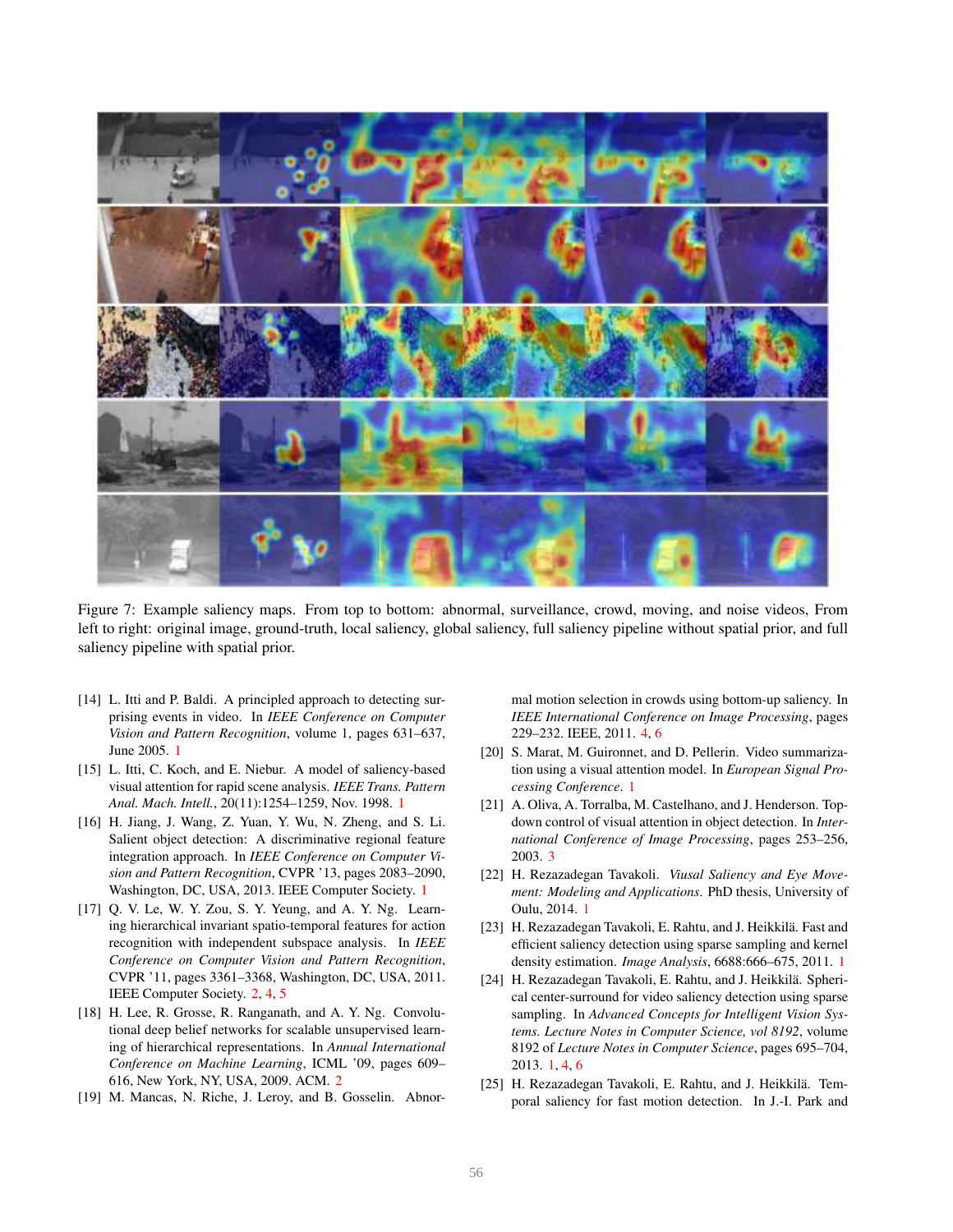Figure 7: Example saliency maps. From top to bottom: abnormal, surveillance, crowd, moving, and noise videos, From left to right: original image, ground-truth, local saliency, global saliency, full saliency pipeline without spatial prior, and full saliency pipeline with spatial prior.

[14] L. Itti and P. Baldi. A principled approach to detecting surprising events in video. In *IEEE Conference on Computer Vision and Pattern Recognition*, volume 1, pages 631–637, June 2005. 1

[15] L. Itti, C. Koch, and E. Niebur. A model of saliency-based visual attention for rapid scene analysis. *IEEE Trans. Pattern Anal. Mach. Intell.*, 20(11):1254–1259, Nov. 1998. 1

[16] H. Jiang, J. Wang, Z. Yuan, Y. Wu, N. Zheng, and S. Li. Salient object detection: A discriminative regional feature integration approach. In *IEEE Conference on Computer Vision and Pattern Recognition*, CVPR '13, pages 2083–2090, Washington, DC, USA, 2013. IEEE Computer Society. 1

[17] Q. V. Le, W. Y. Zou, S. Y. Yeung, and A. Y. Ng. Learning hierarchical invariant spatio-temporal features for action recognition with independent subspace analysis. In *IEEE Conference on Computer Vision and Pattern Recognition*, CVPR '11, pages 3361–3368, Washington, DC, USA, 2011. IEEE Computer Society. 2, 4, 5

[18] H. Lee, R. Grosse, R. Ranganath, and A. Y. Ng. Convolutional deep belief networks for scalable unsupervised learning of hierarchical representations. In *Annual International Conference on Machine Learning*, ICML '09, pages 609–616, New York, NY, USA, 2009. ACM. 2

[19] M. Mancas, N. Riche, J. Leroy, and B. Gosselin. Abnormal motion selection in crowds using bottom-up saliency. In *IEEE International Conference on Image Processing*, pages 229–232. IEEE, 2011. 4, 6

[20] S. Marat, M. Guironnet, and D. Pellerin. Video summarization using a visual attention model. In *European Signal Processing Conference*. 1

[21] A. Oliva, A. Torralba, M. Castelhano, and J. Henderson. Top-down control of visual attention in object detection. In *International Conference of Image Processing*, pages 253–256, 2003. 3

[22] H. Rezazadegan Tavakoli. *Visual Saliency and Eye Movement: Modeling and Applications*. PhD thesis, University of Oulu, 2014. 1

[23] H. Rezazadegan Tavakoli, E. Rahtu, and J. Heikkilä. Fast and efficient saliency detection using sparse sampling and kernel density estimation. *Image Analysis*, 6688:666–675, 2011. 1

[24] H. Rezazadegan Tavakoli, E. Rahtu, and J. Heikkilä. Spherical center-surround for video saliency detection using sparse sampling. In *Advanced Concepts for Intelligent Vision Systems. Lecture Notes in Computer Science, vol 8192*, volume 8192 of *Lecture Notes in Computer Science*, pages 695–704, 2013. 1, 4, 6

[25] H. Rezazadegan Tavakoli, E. Rahtu, and J. Heikkilä. Temporal saliency for fast motion detection. In J.-I. Park and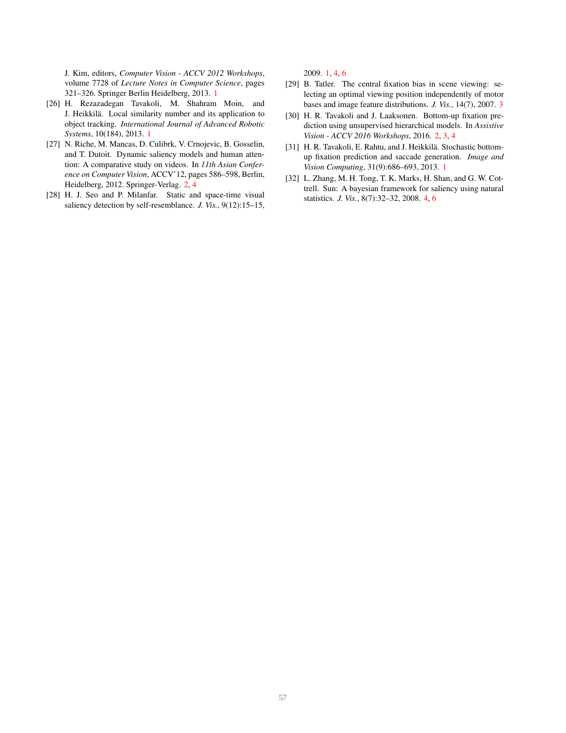J. Kim, editors, *Computer Vision - ACCV 2012 Workshops*, volume 7728 of *Lecture Notes in Computer Science*, pages 321–326. Springer Berlin Heidelberg, 2013. 1

[26] H. Rezazadegan Tavakoli, M. Shahram Moin, and J. Heikkilä. Local similarity number and its application to object tracking. *International Journal of Advanced Robotic Systems*, 10(184), 2013. 1

[27] N. Riche, M. Mancas, D. Culibrk, V. Crnojevic, B. Gosselin, and T. Dutoit. Dynamic saliency models and human attention: A comparative study on videos. In *11th Asian Conference on Computer Vision*, ACCV'12, pages 586–598, Berlin, Heidelberg, 2012. Springer-Verlag. 2, 4

[28] H. J. Seo and P. Milanfar. Static and space-time visual saliency detection by self-resemblance. *J. Vis.*, 9(12):15–15, 2009. 1, 4, 6

[29] B. Tatler. The central fixation bias in scene viewing: selecting an optimal viewing position independently of motor bases and image feature distributions. *J. Vis.*, 14(7), 2007. 3

[30] H. R. Tavakoli and J. Laaksonen. Bottom-up fixation prediction using unsupervised hierarchical models. In *Assistive Vision - ACCV 2016 Workshops*, 2016. 2, 3, 4

[31] H. R. Tavakoli, E. Rahtu, and J. Heikkilä. Stochastic bottom-up fixation prediction and saccade generation. *Image and Vision Computing*, 31(9):686–693, 2013. 1

[32] L. Zhang, M. H. Tong, T. K. Marks, H. Shan, and G. W. Cottrell. Sun: A bayesian framework for saliency using natural statistics. *J. Vis.*, 8(7):32–32, 2008. 4, 6